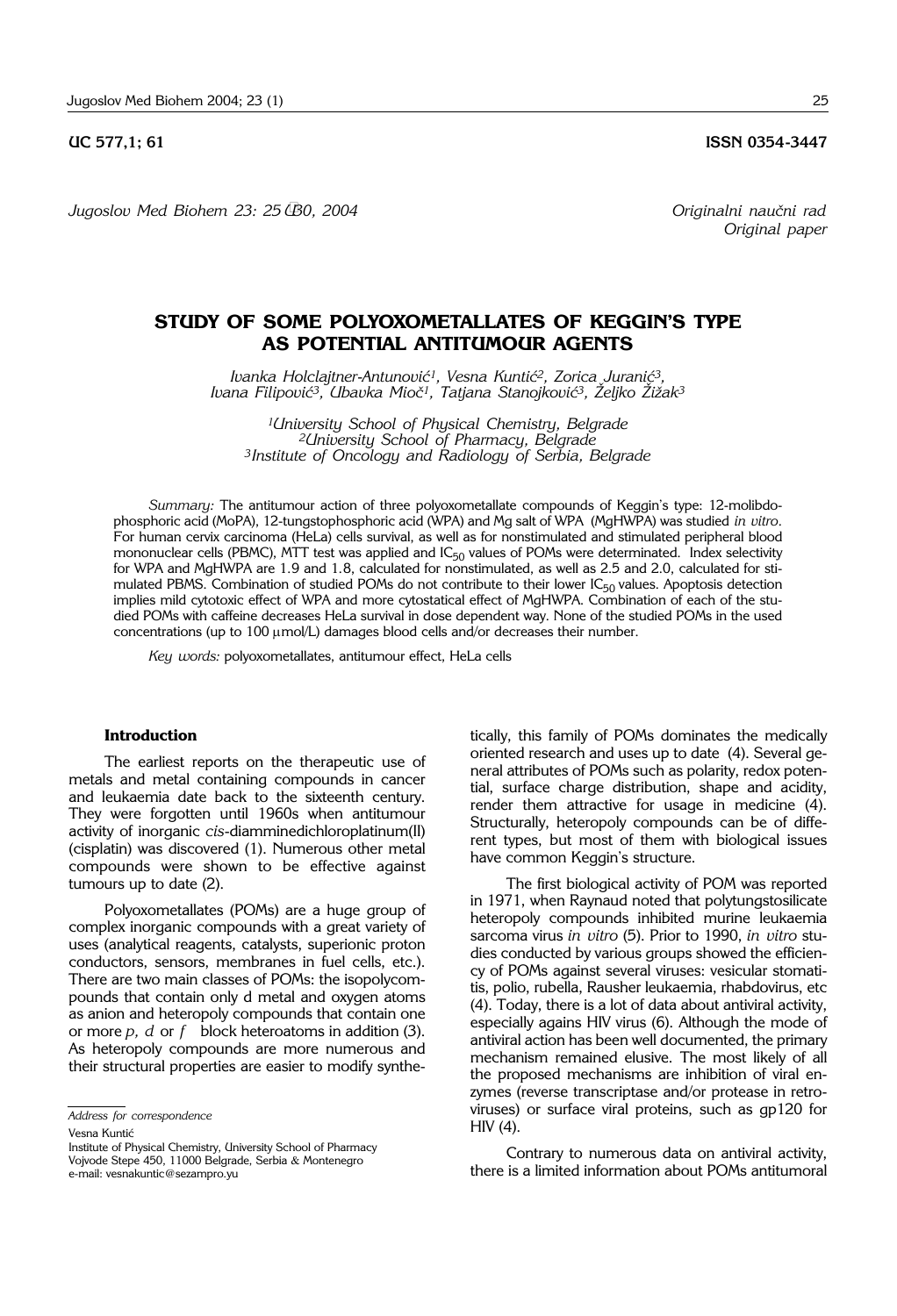UC 577,1; 61 ISSN 0354-3447

*Jugoslov Med Biohem 23: 25–30, 2004*

*Originalni naučni rad*
*Original paper*

# STUDY OF SOME POLYOXOMETALLATES OF KEGGIN'S TYPE AS POTENTIAL ANTITUMOUR AGENTS

*Ivanka Holclajtner-Antunović[1], Vesna Kuntić[2], Zorica Juranić[3], Ivana Filipović[3], Ubavka Mioč[1], Tatjana Stanojković[3], Željko Žižak[3]*

[1]*University School of Physical Chemistry, Belgrade*
[2]*University School of Pharmacy, Belgrade*
[3]*Institute of Oncology and Radiology of Serbia, Belgrade*

*Summary:* The antitumour action of three polyoxometallate compounds of Keggin's type: 12-molibdophosphoric acid (MoPA), 12-tungstophosphoric acid (WPA) and Mg salt of WPA (MgHWPA) was studied *in vitro*. For human cervix carcinoma (HeLa) cells survival, as well as for nonstimulated and stimulated peripheral blood mononuclear cells (PBMC), MTT test was applied and $IC_{50}$ values of POMs were determinated. Index selectivity for WPA and MgHWPA are 1.9 and 1.8, calculated for nonstimulated, as well as 2.5 and 2.0, calculated for stimulated PBMS. Combination of studied POMs do not contribute to their lower $IC_{50}$ values. Apoptosis detection implies mild cytotoxic effect of WPA and more cytostatical effect of MgHWPA. Combination of each of the studied POMs with caffeine decreases HeLa survival in dose dependent way. None of the studied POMs in the used concentrations (up to 100 µmol/L) damages blood cells and/or decreases their number.

*Key words:* polyoxometallates, antitumour effect, HeLa cells

## Introduction

The earliest reports on the therapeutic use of metals and metal containing compounds in cancer and leukaemia date back to the sixteenth century. They were forgotten until 1960s when antitumour activity of inorganic *cis*-diamminedichloroplatinum(II) (cisplatin) was discovered (1). Numerous other metal compounds were shown to be effective against tumours up to date (2).

Polyoxometallates (POMs) are a huge group of complex inorganic compounds with a great variety of uses (analytical reagents, catalysts, superionic proton conductors, sensors, membranes in fuel cells, etc.). There are two main classes of POMs: the isopolycompounds that contain only d metal and oxygen atoms as anion and heteropoly compounds that contain one or more *p, d* or *f* block heteroatoms in addition (3). As heteropoly compounds are more numerous and their structural properties are easier to modify synthetically, this family of POMs dominates the medically oriented research and uses up to date (4). Several general attributes of POMs such as polarity, redox potential, surface charge distribution, shape and acidity, render them attractive for usage in medicine (4). Structurally, heteropoly compounds can be of different types, but most of them with biological issues have common Keggin's structure.

The first biological activity of POM was reported in 1971, when Raynaud noted that polytungstosilicate heteropoly compounds inhibited murine leukaemia sarcoma virus *in vitro* (5). Prior to 1990, *in vitro* studies conducted by various groups showed the efficiency of POMs against several viruses: vesicular stomatitis, polio, rubella, Rausher leukaemia, rhabdovirus, etc (4). Today, there is a lot of data about antiviral activity, especially agains HIV virus (6). Although the mode of antiviral action has been well documented, the primary mechanism remained elusive. The most likely of all the proposed mechanisms are inhibition of viral enzymes (reverse transcriptase and/or protease in retroviruses) or surface viral proteins, such as gp120 for HIV (4).

Contrary to numerous data on antiviral activity, there is a limited information about POMs antitumoral

*Address for correspondence*

Vesna Kuntić
Institute of Physical Chemistry, University School of Pharmacy
Vojvode Stepe 450, 11000 Belgrade, Serbia & Montenegro
e-mail: vesnakuntic@sezampro.yu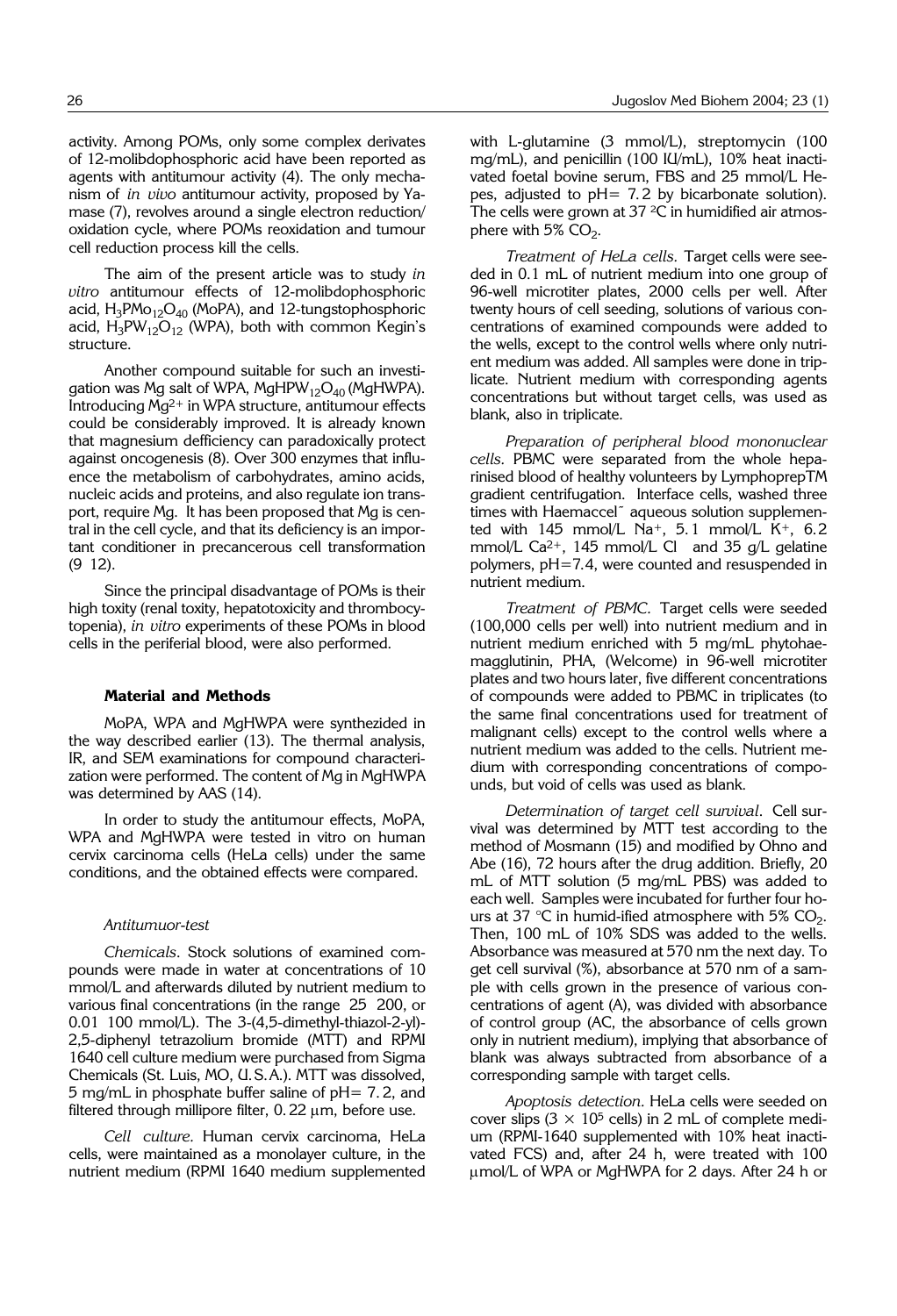activity. Among POMs, only some complex derivates of 12-molibdophosphoric acid have been reported as agents with antitumour activity (4). The only mechanism of *in vivo* antitumour activity, proposed by Yamase (7), revolves around a single electron reduction/oxidation cycle, where POMs reoxidation and tumour cell reduction process kill the cells.

The aim of the present article was to study *in vitro* antitumour effects of 12-molibdophosphoric acid, $H_3PMo_{12}O_{40}$ (MoPA), and 12-tungstophosphoric acid, $H_3PW_{12}O_{12}$ (WPA), both with common Kegin's structure.

Another compound suitable for such an investigation was Mg salt of WPA, $MgHPW_{12}O_{40}$ (MgHWPA). Introducing $Mg^{2+}$ in WPA structure, antitumour effects could be considerably improved. It is already known that magnesium defficiency can paradoxically protect against oncogenesis (8). Over 300 enzymes that influence the metabolism of carbohydrates, amino acids, nucleic acids and proteins, and also regulate ion transport, require Mg. It has been proposed that Mg is central in the cell cycle, and that its deficiency is an important conditioner in precancerous cell transformation (9 12).

Since the principal disadvantage of POMs is their high toxity (renal toxity, hepatotoxicity and thrombocytopenia), *in vitro* experiments of these POMs in blood cells in the periferial blood, were also performed.

## Material and Methods

MoPA, WPA and MgHWPA were synthezided in the way described earlier (13). The thermal analysis, IR, and SEM examinations for compound characterization were performed. The content of Mg in MgHWPA was determined by AAS (14).

In order to study the antitumour effects, MoPA, WPA and MgHWPA were tested in vitro on human cervix carcinoma cells (HeLa cells) under the same conditions, and the obtained effects were compared.

### *Antitumuor-test*

*Chemicals*. Stock solutions of examined compounds were made in water at concentrations of 10 mmol/L and afterwards diluted by nutrient medium to various final concentrations (in the range 25 200, or 0.01 100 mmol/L). The 3-(4,5-dimethyl-thiazol-2-yl)-2,5-diphenyl tetrazolium bromide (MTT) and RPMI 1640 cell culture medium were purchased from Sigma Chemicals (St. Luis, MO, U.S.A.). MTT was dissolved, 5 mg/mL in phosphate buffer saline of pH= 7.2, and filtered through millipore filter, 0.22 μm, before use.

*Cell culture*. Human cervix carcinoma, HeLa cells, were maintained as a monolayer culture, in the nutrient medium (RPMI 1640 medium supplemented with L-glutamine (3 mmol/L), streptomycin (100 mg/mL), and penicillin (100 IU/mL), 10% heat inactivated foetal bovine serum, FBS and 25 mmol/L Hepes, adjusted to pH= 7.2 by bicarbonate solution). The cells were grown at 37 °C in humidified air atmosphere with 5% $CO_2$.

*Treatment of HeLa cells*. Target cells were seeded in 0.1 mL of nutrient medium into one group of 96-well microtiter plates, 2000 cells per well. After twenty hours of cell seeding, solutions of various concentrations of examined compounds were added to the wells, except to the control wells where only nutrient medium was added. All samples were done in triplicate. Nutrient medium with corresponding agents concentrations but without target cells, was used as blank, also in triplicate.

*Preparation of peripheral blood mononuclear cells*. PBMC were separated from the whole heparinised blood of healthy volunteers by LymphoprepTM gradient centrifugation. Interface cells, washed three times with Haemaccel˜ aqueous solution supplemented with 145 mmol/L $Na^+$, 5.1 mmol/L $K^+$, 6.2 mmol/L $Ca^{2+}$, 145 mmol/L Cl and 35 g/L gelatine polymers, pH=7.4, were counted and resuspended in nutrient medium.

*Treatment of PBMC*. Target cells were seeded (100,000 cells per well) into nutrient medium and in nutrient medium enriched with 5 mg/mL phytohaemagglutinin, PHA, (Welcome) in 96-well microtiter plates and two hours later, five different concentrations of compounds were added to PBMC in triplicates (to the same final concentrations used for treatment of malignant cells) except to the control wells where a nutrient medium was added to the cells. Nutrient medium with corresponding concentrations of compounds, but void of cells was used as blank.

*Determination of target cell survival*. Cell survival was determined by MTT test according to the method of Mosmann (15) and modified by Ohno and Abe (16), 72 hours after the drug addition. Briefly, 20 mL of MTT solution (5 mg/mL PBS) was added to each well. Samples were incubated for further four hours at 37 °C in humid-ified atmosphere with 5% $CO_2$. Then, 100 mL of 10% SDS was added to the wells. Absorbance was measured at 570 nm the next day. To get cell survival (%), absorbance at 570 nm of a sample with cells grown in the presence of various concentrations of agent (A), was divided with absorbance of control group (AC, the absorbance of cells grown only in nutrient medium), implying that absorbance of blank was always subtracted from absorbance of a corresponding sample with target cells.

*Apoptosis detection*. HeLa cells were seeded on cover slips ($3 \times 10^5$ cells) in 2 mL of complete medium (RPMI-1640 supplemented with 10% heat inactivated FCS) and, after 24 h, were treated with 100 μmol/L of WPA or MgHWPA for 2 days. After 24 h or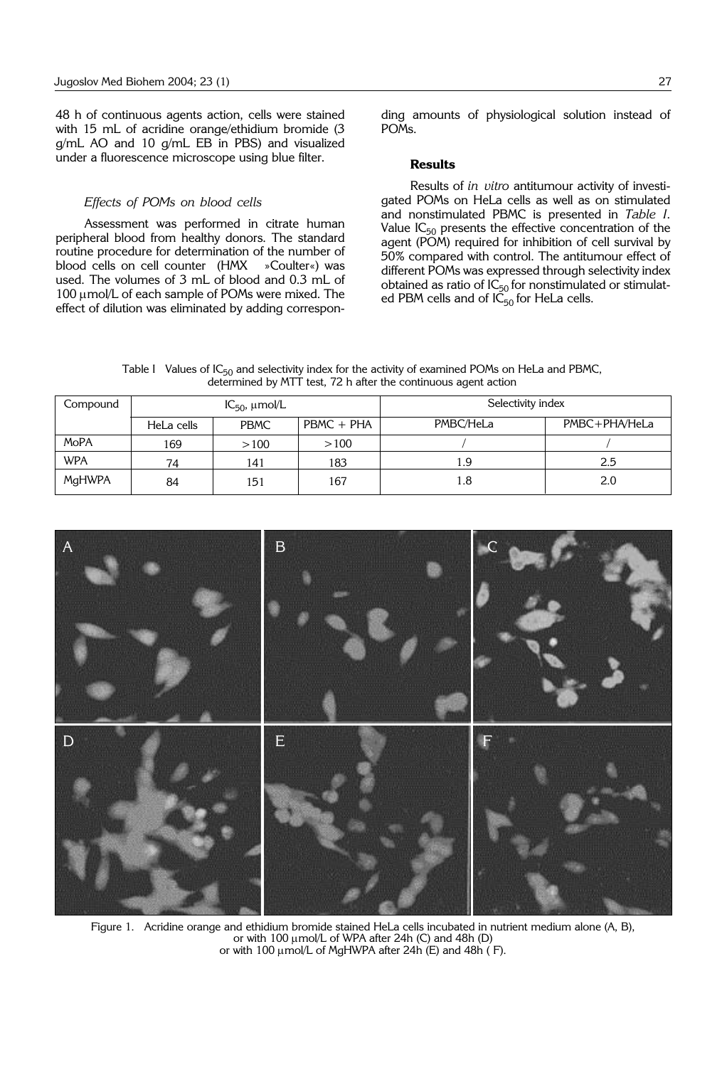48 h of continuous agents action, cells were stained with 15 mL of acridine orange/ethidium bromide (3 g/mL AO and 10 g/mL EB in PBS) and visualized under a fluorescence microscope using blue filter.

### *Effects of POMs on blood cells*

Assessment was performed in citrate human peripheral blood from healthy donors. The standard routine procedure for determination of the number of blood cells on cell counter (HMX »Coulter«) was used. The volumes of 3 mL of blood and 0.3 mL of 100 μmol/L of each sample of POMs were mixed. The effect of dilution was eliminated by adding corresponding amounts of physiological solution instead of POMs.

## Results

Results of *in vitro* antitumour activity of investigated POMs on HeLa cells as well as on stimulated and nonstimulated PBMC is presented in *Table I*. Value $IC_{50}$ presents the effective concentration of the agent (POM) required for inhibition of cell survival by 50% compared with control. The antitumour effect of different POMs was expressed through selectivity index obtained as ratio of $IC_{50}$ for nonstimulated or stimulated PBM cells and of $IC_{50}$ for HeLa cells.

Table I Values of $IC_{50}$ and selectivity index for the activity of examined POMs on HeLa and PBMC, determined by MTT test, 72 h after the continuous agent action

| Compound | $IC_{50}$, μmol/L | | | Selectivity index | |
|---|---|---|---|---|---|
| | HeLa cells | PBMC | PBMC + PHA | PMBC/HeLa | PMBC+PHA/HeLa |
| MoPA | 169 | >100 | >100 | / | / |
| WPA | 74 | 141 | 183 | 1.9 | 2.5 |
| MgHWPA | 84 | 151 | 167 | 1.8 | 2.0 |

Figure 1. Acridine orange and ethidium bromide stained HeLa cells incubated in nutrient medium alone (A, B), or with 100 μmol/L of WPA after 24h (C) and 48h (D) or with 100 μmol/L of MgHWPA after 24h (E) and 48h ( F).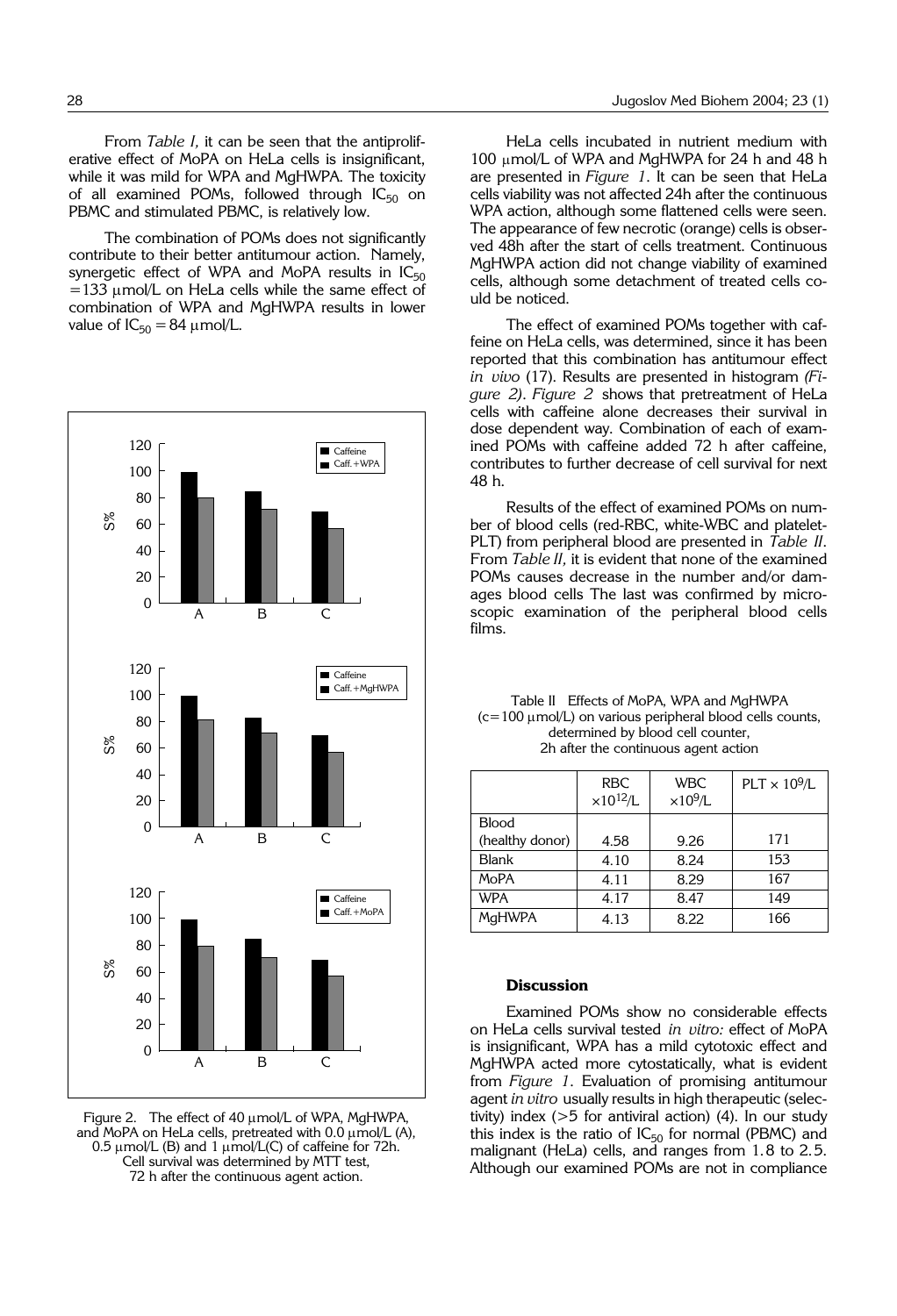From *Table I,* it can be seen that the antiproliferative effect of MoPA on HeLa cells is insignificant, while it was mild for WPA and MgHWPA. The toxicity of all examined POMs, followed through $IC_{50}$ on PBMC and stimulated PBMC, is relatively low.

The combination of POMs does not significantly contribute to their better antitumour action. Namely, synergetic effect of WPA and MoPA results in $IC_{50} = 133$ μmol/L on HeLa cells while the same effect of combination of WPA and MgHWPA results in lower value of $IC_{50} = 84$ μmol/L.

Figure 2. The effect of 40 μmol/L of WPA, MgHWPA, and MoPA on HeLa cells, pretreated with 0.0 μmol/L (A), 0.5 μmol/L (B) and 1 μmol/L(C) of caffeine for 72h. Cell survival was determined by MTT test, 72 h after the continuous agent action.

HeLa cells incubated in nutrient medium with 100 μmol/L of WPA and MgHWPA for 24 h and 48 h are presented in *Figure 1*. It can be seen that HeLa cells viability was not affected 24h after the continuous WPA action, although some flattened cells were seen. The appearance of few necrotic (orange) cells is observed 48h after the start of cells treatment. Continuous MgHWPA action did not change viability of examined cells, although some detachment of treated cells could be noticed.

The effect of examined POMs together with caffeine on HeLa cells, was determined, since it has been reported that this combination has antitumour effect *in vivo* (17). Results are presented in histogram *(Figure 2)*. *Figure 2* shows that pretreatment of HeLa cells with caffeine alone decreases their survival in dose dependent way. Combination of each of examined POMs with caffeine added 72 h after caffeine, contributes to further decrease of cell survival for next 48 h.

Results of the effect of examined POMs on number of blood cells (red-RBC, white-WBC and platelet-PLT) from peripheral blood are presented in *Table II*. From *Table II*, it is evident that none of the examined POMs causes decrease in the number and/or damages blood cells The last was confirmed by microscopic examination of the peripheral blood cells films.

Table II Effects of MoPA, WPA and MgHWPA (c=100 μmol/L) on various peripheral blood cells counts, determined by blood cell counter, 2h after the continuous agent action

| | RBC $\times 10^{12}$/L | WBC $\times 10^{9}$/L | PLT $\times 10^{9}$/L |
|---|---|---|---|
| Blood (healthy donor) | 4.58 | 9.26 | 171 |
| Blank | 4.10 | 8.24 | 153 |
| MoPA | 4.11 | 8.29 | 167 |
| WPA | 4.17 | 8.47 | 149 |
| MgHWPA | 4.13 | 8.22 | 166 |

## Discussion

Examined POMs show no considerable effects on HeLa cells survival tested *in vitro:* effect of MoPA is insignificant, WPA has a mild cytotoxic effect and MgHWPA acted more cytostatically, what is evident from *Figure 1*. Evaluation of promising antitumour agent *in vitro* usually results in high therapeutic (selectivity) index (>5 for antiviral action) (4). In our study this index is the ratio of $IC_{50}$ for normal (PBMC) and malignant (HeLa) cells, and ranges from 1.8 to 2.5. Although our examined POMs are not in compliance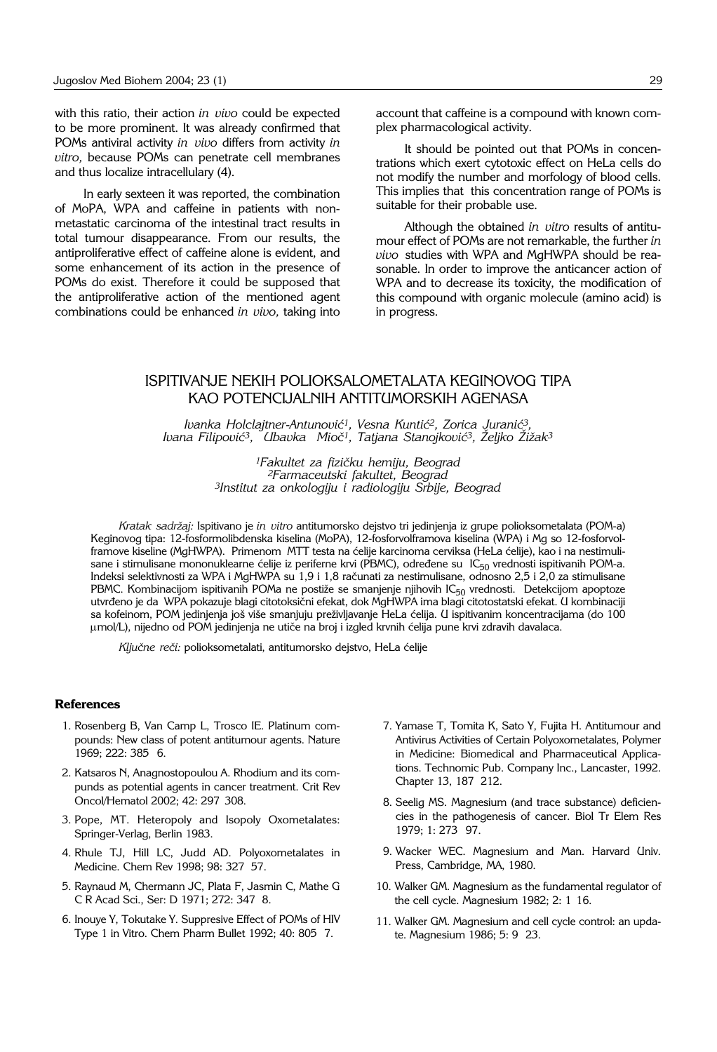with this ratio, their action *in vivo* could be expected to be more prominent. It was already confirmed that POMs antiviral activity *in vivo* differs from activity *in vitro,* because POMs can penetrate cell membranes and thus localize intracellulary (4).

In early sexteen it was reported, the combination of MoPA, WPA and caffeine in patients with non-metastatic carcinoma of the intestinal tract results in total tumour disappearance. From our results, the antiproliferative effect of caffeine alone is evident, and some enhancement of its action in the presence of POMs do exist. Therefore it could be supposed that the antiproliferative action of the mentioned agent combinations could be enhanced *in vivo,* taking into account that caffeine is a compound with known complex pharmacological activity.

It should be pointed out that POMs in concentrations which exert cytotoxic effect on HeLa cells do not modify the number and morfology of blood cells. This implies that this concentration range of POMs is suitable for their probable use.

Although the obtained *in vitro* results of antitumour effect of POMs are not remarkable, the further *in vivo* studies with WPA and MgHWPA should be reasonable. In order to improve the anticancer action of WPA and to decrease its toxicity, the modification of this compound with organic molecule (amino acid) is in progress.

## ISPITIVANJE NEKIH POLIOKSALOMETALATA KEGINOVOG TIPA KAO POTENCIJALNIH ANTITUMORSKIH AGENASA

*Ivanka Holclajtner-Antunović[1], Vesna Kuntić[2], Zorica Juranić[3], Ivana Filipović[3], Ubavka Mioč[1], Tatjana Stanojković[3], Željko Žižak[3]*

*[1]Fakultet za fizičku hemiju, Beograd*
*[2]Farmaceutski fakultet, Beograd*
*[3]Institut za onkologiju i radiologiju Srbije, Beograd*

*Kratak sadržaj:* Ispitivano je *in vitro* antitumorsko dejstvo tri jedinjenja iz grupe polioksometalata (POM-a) Keginovog tipa: 12-fosformolibdenska kiselina (MoPA), 12-fosforvolframova kiselina (WPA) i Mg so 12-fosforvolframove kiseline (MgHWPA). Primenom MTT testa na ćelije karcinoma cerviksa (HeLa ćelije), kao i na nestimulisane i stimulisane mononuklearne ćelije iz periferne krvi (PBMC), određene su $IC_{50}$ vrednosti ispitivanih POM-a. Indeksi selektivnosti za WPA i MgHWPA su 1,9 i 1,8 računati za nestimulisane, odnosno 2,5 i 2,0 za stimulisane PBMC. Kombinacijom ispitivanih POMa ne postiže se smanjenje njihovih $IC_{50}$ vrednosti. Detekcijom apoptoze utvrđeno je da WPA pokazuje blagi citotoksični efekat, dok MgHWPA ima blagi citostatski efekat. U kombinaciji sa kofeinom, POM jedinjenja još više smanjuju preživljavanje HeLa ćelija. U ispitivanim koncentracijama (do 100 μmol/L), nijedno od POM jedinjenja ne utiče na broj i izgled krvnih ćelija pune krvi zdravih davalaca.

*Ključne reči:* polioksometalati, antitumorsko dejstvo, HeLa ćelije

### References

1. Rosenberg B, Van Camp L, Trosco IE. Platinum compounds: New class of potent antitumour agents. Nature 1969; 222: 385 6.
2. Katsaros N, Anagnostopoulou A. Rhodium and its compunds as potential agents in cancer treatment. Crit Rev Oncol/Hematol 2002; 42: 297 308.
3. Pope, MT. Heteropoly and Isopoly Oxometalates: Springer-Verlag, Berlin 1983.
4. Rhule TJ, Hill LC, Judd AD. Polyoxometalates in Medicine. Chem Rev 1998; 98: 327 57.
5. Raynaud M, Chermann JC, Plata F, Jasmin C, Mathe G C R Acad Sci., Ser: D 1971; 272: 347 8.
6. Inouye Y, Tokutake Y. Suppresive Effect of POMs of HIV Type 1 in Vitro. Chem Pharm Bullet 1992; 40: 805 7.
7. Yamase T, Tomita K, Sato Y, Fujita H. Antitumour and Antivirus Activities of Certain Polyoxometalates, Polymer in Medicine: Biomedical and Pharmaceutical Applications. Technomic Pub. Company Inc., Lancaster, 1992. Chapter 13, 187 212.
8. Seelig MS. Magnesium (and trace substance) deficiencies in the pathogenesis of cancer. Biol Tr Elem Res 1979; 1: 273 97.
9. Wacker WEC. Magnesium and Man. Harvard Univ. Press, Cambridge, MA, 1980.
10. Walker GM. Magnesium as the fundamental regulator of the cell cycle. Magnesium 1982; 2: 1 16.
11. Walker GM. Magnesium and cell cycle control: an update. Magnesium 1986; 5: 9 23.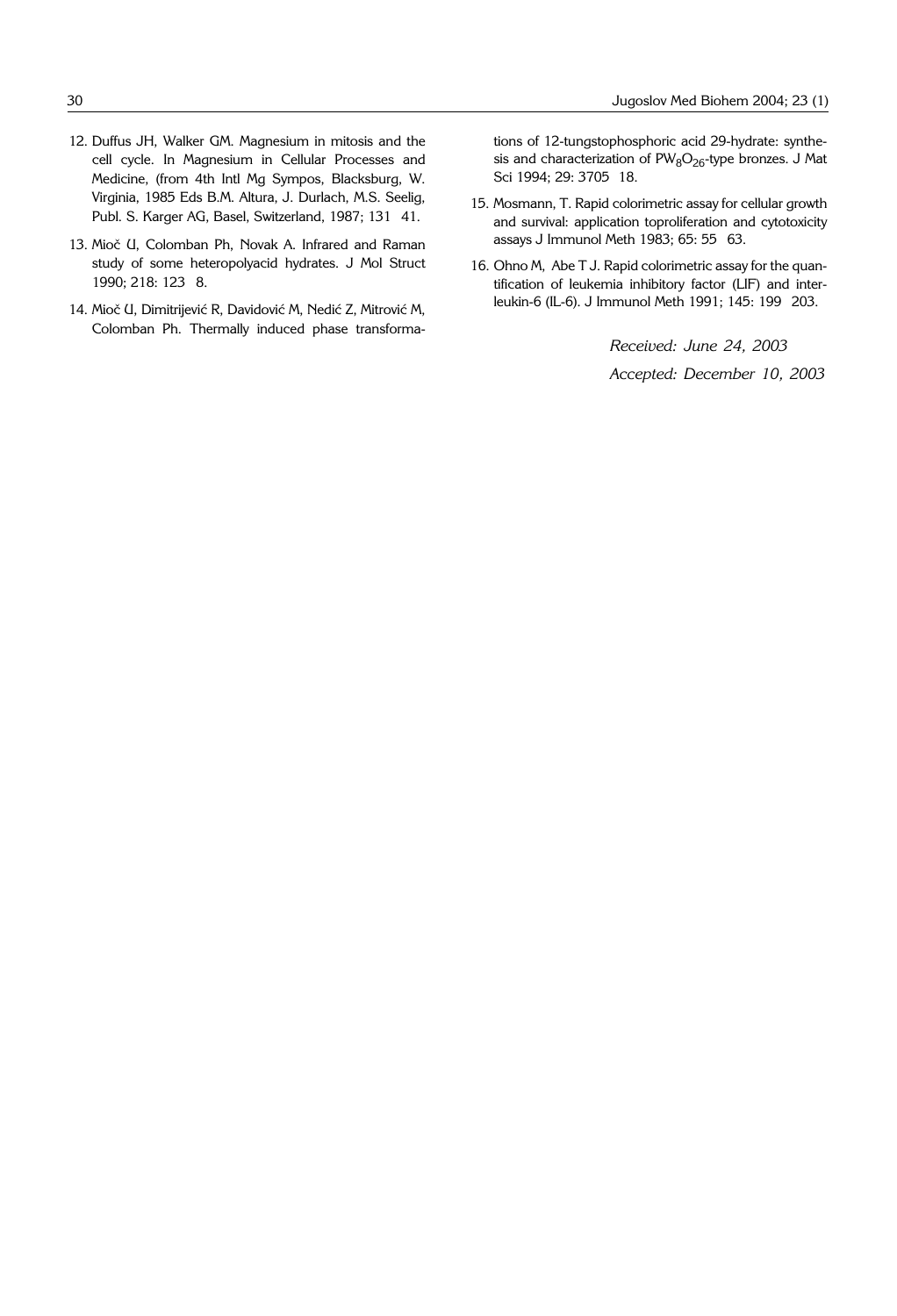12. Duffus JH, Walker GM. Magnesium in mitosis and the cell cycle. In Magnesium in Cellular Processes and Medicine, (from 4th Intl Mg Sympos, Blacksburg, W. Virginia, 1985 Eds B.M. Altura, J. Durlach, M.S. Seelig, Publ. S. Karger AG, Basel, Switzerland, 1987; 131 41.

13. Mioč U, Colomban Ph, Novak A. Infrared and Raman study of some heteropolyacid hydrates. J Mol Struct 1990; 218: 123 8.

14. Mioč U, Dimitrijević R, Davidović M, Nedić Z, Mitrović M, Colomban Ph. Thermally induced phase transformations of 12-tungstophosphoric acid 29-hydrate: synthesis and characterization of $PW_8O_{26}$-type bronzes. J Mat Sci 1994; 29: 3705 18.

15. Mosmann, T. Rapid colorimetric assay for cellular growth and survival: application toproliferation and cytotoxicity assays J Immunol Meth 1983; 65: 55 63.

16. Ohno M, Abe T J. Rapid colorimetric assay for the quantification of leukemia inhibitory factor (LIF) and interleukin-6 (IL-6). J Immunol Meth 1991; 145: 199 203.

*Received: June 24, 2003*

*Accepted: December 10, 2003*